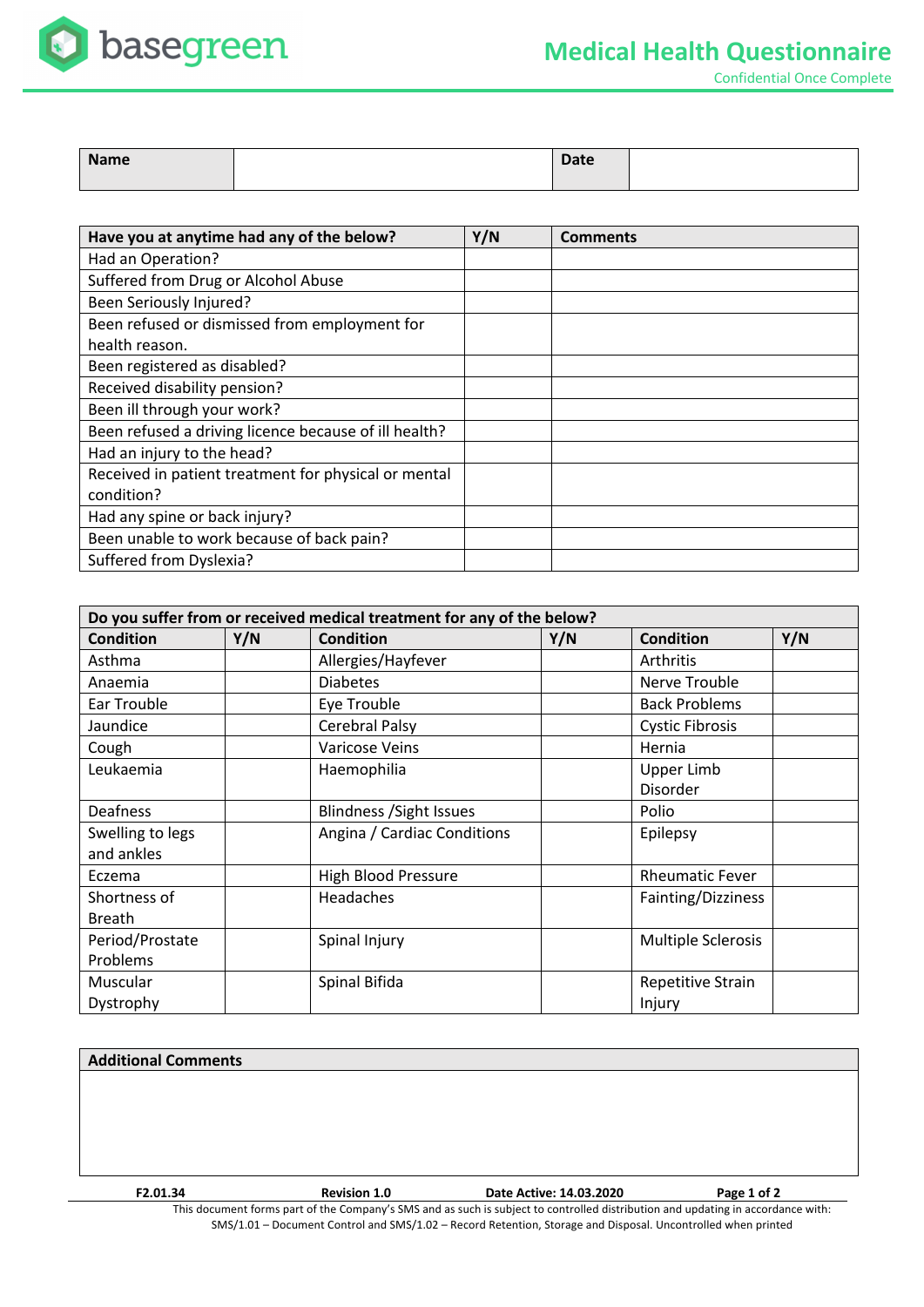# Medical Health Questionnaire

Confidential Once Complete

| Name | | Date | |
|---|---|---|---|

| Have you at anytime had any of the below? | Y/N | Comments |
|---|---|---|
| Had an Operation? | | |
| Suffered from Drug or Alcohol Abuse | | |
| Been Seriously Injured? | | |
| Been refused or dismissed from employment for health reason. | | |
| Been registered as disabled? | | |
| Received disability pension? | | |
| Been ill through your work? | | |
| Been refused a driving licence because of ill health? | | |
| Had an injury to the head? | | |
| Received in patient treatment for physical or mental condition? | | |
| Had any spine or back injury? | | |
| Been unable to work because of back pain? | | |
| Suffered from Dyslexia? | | |

| Do you suffer from or received medical treatment for any of the below? | | | | | |
|---|---|---|---|---|---|
| **Condition** | **Y/N** | **Condition** | **Y/N** | **Condition** | **Y/N** |
| Asthma | | Allergies/Hayfever | | Arthritis | |
| Anaemia | | Diabetes | | Nerve Trouble | |
| Ear Trouble | | Eye Trouble | | Back Problems | |
| Jaundice | | Cerebral Palsy | | Cystic Fibrosis | |
| Cough | | Varicose Veins | | Hernia | |
| Leukaemia | | Haemophilia | | Upper Limb Disorder | |
| Deafness | | Blindness /Sight Issues | | Polio | |
| Swelling to legs and ankles | | Angina / Cardiac Conditions | | Epilepsy | |
| Eczema | | High Blood Pressure | | Rheumatic Fever | |
| Shortness of Breath | | Headaches | | Fainting/Dizziness | |
| Period/Prostate Problems | | Spinal Injury | | Multiple Sclerosis | |
| Muscular Dystrophy | | Spinal Bifida | | Repetitive Strain Injury | |

| Additional Comments |
|---|
| |

F2.01.34 | Revision 1.0 | Date Active: 14.03.2020

This document forms part of the Company's SMS and as such is subject to controlled distribution and updating in accordance with: SMS/1.01 – Document Control and SMS/1.02 – Record Retention, Storage and Disposal. Uncontrolled when printed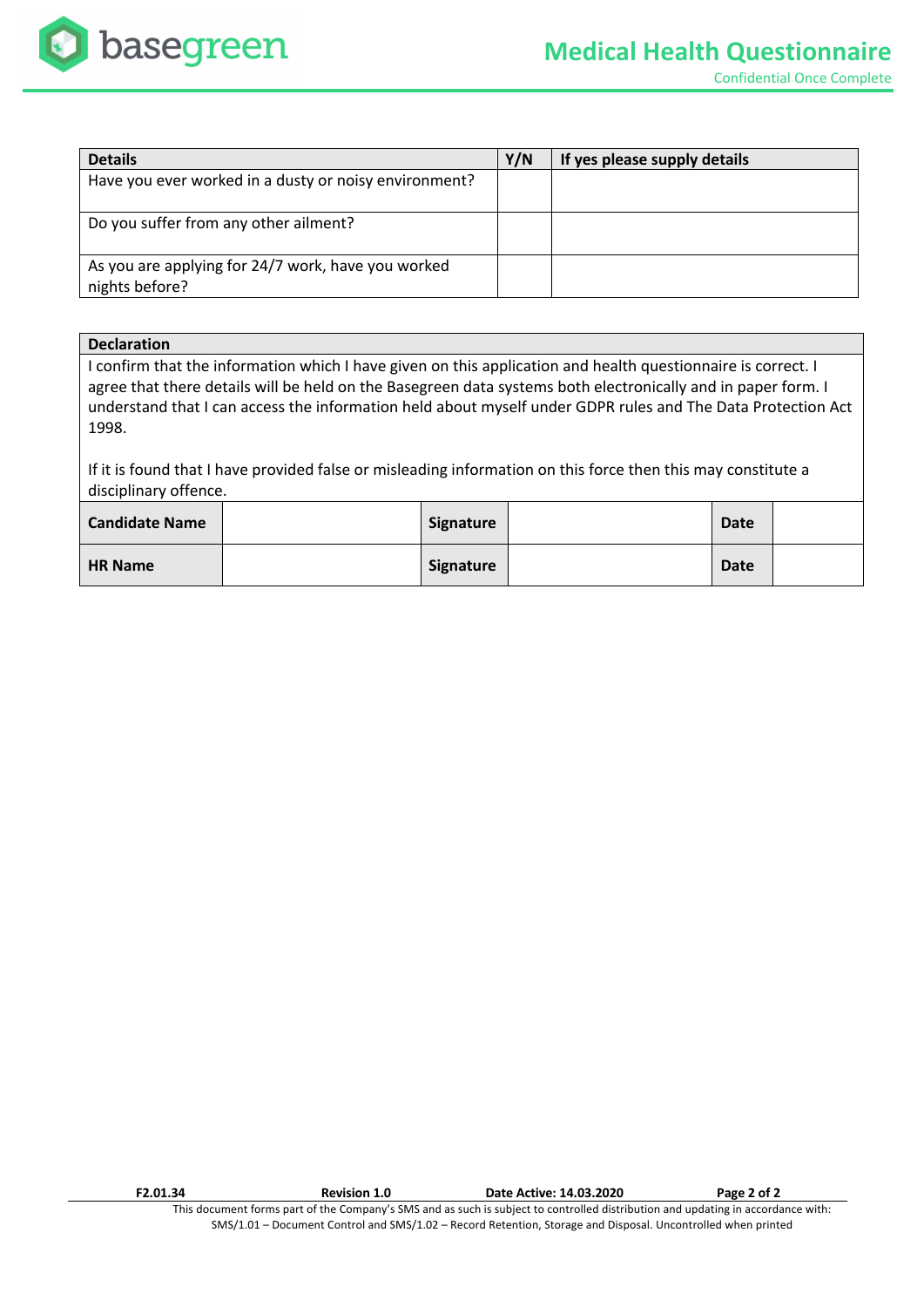| Details | Y/N | If yes please supply details |
| --- | --- | --- |
| Have you ever worked in a dusty or noisy environment? | | |
| Do you suffer from any other ailment? | | |
| As you are applying for 24/7 work, have you worked nights before? | | |

**Declaration**

I confirm that the information which I have given on this application and health questionnaire is correct. I agree that there details will be held on the Basegreen data systems both electronically and in paper form. I understand that I can access the information held about myself under GDPR rules and The Data Protection Act 1998.

If it is found that I have provided false or misleading information on this force then this may constitute a disciplinary offence.

| | | | | | |
| --- | --- | --- | --- | --- | --- |
| **Candidate Name** | | **Signature** | | **Date** | |
| **HR Name** | | **Signature** | | **Date** | |